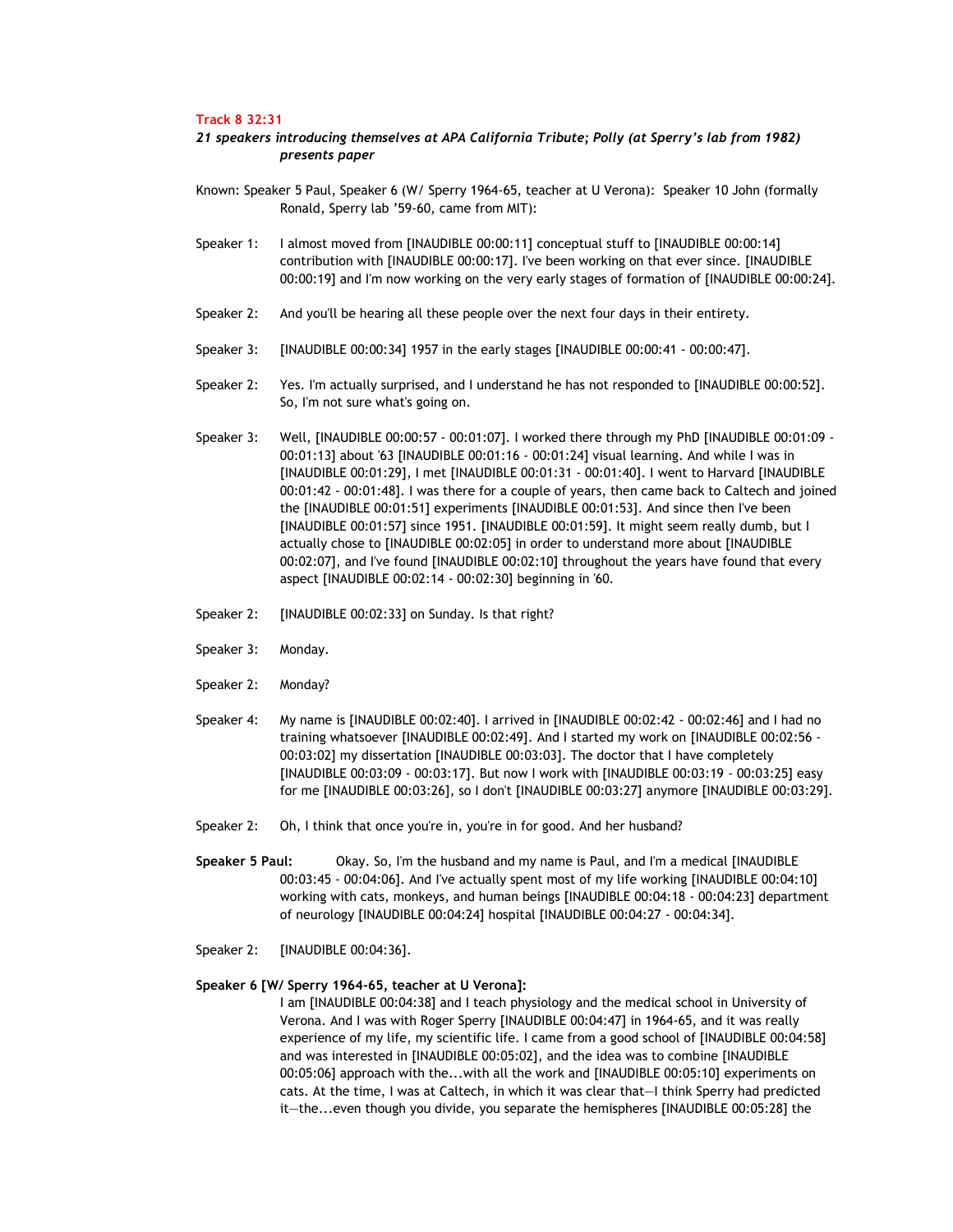**Track 8 32:31**

***21 speakers introducing themselves at APA California Tribute; Polly (at Sperry's lab from 1982) presents paper***

Known: Speaker 5 Paul, Speaker 6 (W/ Sperry 1964-65, teacher at U Verona): Speaker 10 John (formally Ronald, Sperry lab '59-60, came from MIT):

Speaker 1: I almost moved from [INAUDIBLE 00:00:11] conceptual stuff to [INAUDIBLE 00:00:14] contribution with [INAUDIBLE 00:00:17]. I've been working on that ever since. [INAUDIBLE 00:00:19] and I'm now working on the very early stages of formation of [INAUDIBLE 00:00:24].

Speaker 2: And you'll be hearing all these people over the next four days in their entirety.

Speaker 3: [INAUDIBLE 00:00:34] 1957 in the early stages [INAUDIBLE 00:00:41 - 00:00:47].

Speaker 2: Yes. I'm actually surprised, and I understand he has not responded to [INAUDIBLE 00:00:52]. So, I'm not sure what's going on.

Speaker 3: Well, [INAUDIBLE 00:00:57 - 00:01:07]. I worked there through my PhD [INAUDIBLE 00:01:09 - 00:01:13] about '63 [INAUDIBLE 00:01:16 - 00:01:24] visual learning. And while I was in [INAUDIBLE 00:01:29], I met [INAUDIBLE 00:01:31 - 00:01:40]. I went to Harvard [INAUDIBLE 00:01:42 - 00:01:48]. I was there for a couple of years, then came back to Caltech and joined the [INAUDIBLE 00:01:51] experiments [INAUDIBLE 00:01:53]. And since then I've been [INAUDIBLE 00:01:57] since 1951. [INAUDIBLE 00:01:59]. It might seem really dumb, but I actually chose to [INAUDIBLE 00:02:05] in order to understand more about [INAUDIBLE 00:02:07], and I've found [INAUDIBLE 00:02:10] throughout the years have found that every aspect [INAUDIBLE 00:02:14 - 00:02:30] beginning in '60.

Speaker 2: [INAUDIBLE 00:02:33] on Sunday. Is that right?

Speaker 3: Monday.

Speaker 2: Monday?

Speaker 4: My name is [INAUDIBLE 00:02:40]. I arrived in [INAUDIBLE 00:02:42 - 00:02:46] and I had no training whatsoever [INAUDIBLE 00:02:49]. And I started my work on [INAUDIBLE 00:02:56 - 00:03:02] my dissertation [INAUDIBLE 00:03:03]. The doctor that I have completely [INAUDIBLE 00:03:09 - 00:03:17]. But now I work with [INAUDIBLE 00:03:19 - 00:03:25] easy for me [INAUDIBLE 00:03:26], so I don't [INAUDIBLE 00:03:27] anymore [INAUDIBLE 00:03:29].

Speaker 2: Oh, I think that once you're in, you're in for good. And her husband?

**Speaker 5 Paul:** Okay. So, I'm the husband and my name is Paul, and I'm a medical [INAUDIBLE 00:03:45 - 00:04:06]. And I've actually spent most of my life working [INAUDIBLE 00:04:10] working with cats, monkeys, and human beings [INAUDIBLE 00:04:18 - 00:04:23] department of neurology [INAUDIBLE 00:04:24] hospital [INAUDIBLE 00:04:27 - 00:04:34].

Speaker 2: [INAUDIBLE 00:04:36].

**Speaker 6 [W/ Sperry 1964-65, teacher at U Verona]:**
I am [INAUDIBLE 00:04:38] and I teach physiology and the medical school in University of Verona. And I was with Roger Sperry [INAUDIBLE 00:04:47] in 1964-65, and it was really experience of my life, my scientific life. I came from a good school of [INAUDIBLE 00:04:58] and was interested in [INAUDIBLE 00:05:02], and the idea was to combine [INAUDIBLE 00:05:06] approach with the...with all the work and [INAUDIBLE 00:05:10] experiments on cats. At the time, I was at Caltech, in which it was clear that—I think Sperry had predicted it—the...even though you divide, you separate the hemispheres [INAUDIBLE 00:05:28] the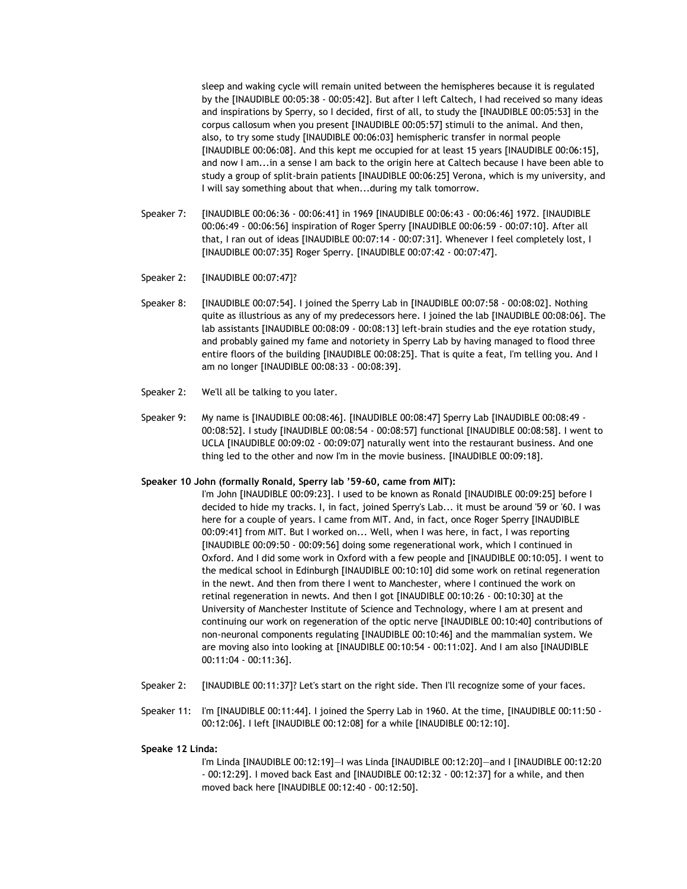sleep and waking cycle will remain united between the hemispheres because it is regulated by the [INAUDIBLE 00:05:38 - 00:05:42]. But after I left Caltech, I had received so many ideas and inspirations by Sperry, so I decided, first of all, to study the [INAUDIBLE 00:05:53] in the corpus callosum when you present [INAUDIBLE 00:05:57] stimuli to the animal. And then, also, to try some study [INAUDIBLE 00:06:03] hemispheric transfer in normal people [INAUDIBLE 00:06:08]. And this kept me occupied for at least 15 years [INAUDIBLE 00:06:15], and now I am...in a sense I am back to the origin here at Caltech because I have been able to study a group of split-brain patients [INAUDIBLE 00:06:25] Verona, which is my university, and I will say something about that when...during my talk tomorrow.

Speaker 7: [INAUDIBLE 00:06:36 - 00:06:41] in 1969 [INAUDIBLE 00:06:43 - 00:06:46] 1972. [INAUDIBLE 00:06:49 - 00:06:56] inspiration of Roger Sperry [INAUDIBLE 00:06:59 - 00:07:10]. After all that, I ran out of ideas [INAUDIBLE 00:07:14 - 00:07:31]. Whenever I feel completely lost, I [INAUDIBLE 00:07:35] Roger Sperry. [INAUDIBLE 00:07:42 - 00:07:47].

Speaker 2: [INAUDIBLE 00:07:47]?

Speaker 8: [INAUDIBLE 00:07:54]. I joined the Sperry Lab in [INAUDIBLE 00:07:58 - 00:08:02]. Nothing quite as illustrious as any of my predecessors here. I joined the lab [INAUDIBLE 00:08:06]. The lab assistants [INAUDIBLE 00:08:09 - 00:08:13] left-brain studies and the eye rotation study, and probably gained my fame and notoriety in Sperry Lab by having managed to flood three entire floors of the building [INAUDIBLE 00:08:25]. That is quite a feat, I'm telling you. And I am no longer [INAUDIBLE 00:08:33 - 00:08:39].

Speaker 2: We'll all be talking to you later.

Speaker 9: My name is [INAUDIBLE 00:08:46]. [INAUDIBLE 00:08:47] Sperry Lab [INAUDIBLE 00:08:49 - 00:08:52]. I study [INAUDIBLE 00:08:54 - 00:08:57] functional [INAUDIBLE 00:08:58]. I went to UCLA [INAUDIBLE 00:09:02 - 00:09:07] naturally went into the restaurant business. And one thing led to the other and now I'm in the movie business. [INAUDIBLE 00:09:18].

**Speaker 10 John (formally Ronald, Sperry lab '59-60, came from MIT):**

I'm John [INAUDIBLE 00:09:23]. I used to be known as Ronald [INAUDIBLE 00:09:25] before I decided to hide my tracks. I, in fact, joined Sperry's Lab... it must be around '59 or '60. I was here for a couple of years. I came from MIT. And, in fact, once Roger Sperry [INAUDIBLE 00:09:41] from MIT. But I worked on... Well, when I was here, in fact, I was reporting [INAUDIBLE 00:09:50 - 00:09:56] doing some regenerational work, which I continued in Oxford. And I did some work in Oxford with a few people and [INAUDIBLE 00:10:05]. I went to the medical school in Edinburgh [INAUDIBLE 00:10:10] did some work on retinal regeneration in the newt. And then from there I went to Manchester, where I continued the work on retinal regeneration in newts. And then I got [INAUDIBLE 00:10:26 - 00:10:30] at the University of Manchester Institute of Science and Technology, where I am at present and continuing our work on regeneration of the optic nerve [INAUDIBLE 00:10:40] contributions of non-neuronal components regulating [INAUDIBLE 00:10:46] and the mammalian system. We are moving also into looking at [INAUDIBLE 00:10:54 - 00:11:02]. And I am also [INAUDIBLE 00:11:04 - 00:11:36].

Speaker 2: [INAUDIBLE 00:11:37]? Let's start on the right side. Then I'll recognize some of your faces.

Speaker 11: I'm [INAUDIBLE 00:11:44]. I joined the Sperry Lab in 1960. At the time, [INAUDIBLE 00:11:50 - 00:12:06]. I left [INAUDIBLE 00:12:08] for a while [INAUDIBLE 00:12:10].

**Speake 12 Linda:**

I'm Linda [INAUDIBLE 00:12:19]—I was Linda [INAUDIBLE 00:12:20]—and I [INAUDIBLE 00:12:20 - 00:12:29]. I moved back East and [INAUDIBLE 00:12:32 - 00:12:37] for a while, and then moved back here [INAUDIBLE 00:12:40 - 00:12:50].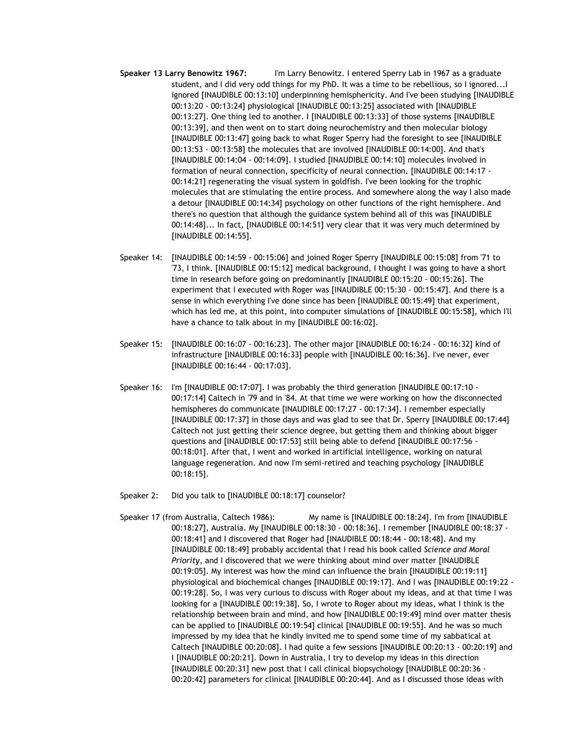**Speaker 13 Larry Benowitz 1967:** I'm Larry Benowitz. I entered Sperry Lab in 1967 as a graduate student, and I did very odd things for my PhD. It was a time to be rebellious, so I ignored...I ignored [INAUDIBLE 00:13:10] underpinning hemisphericity. And I've been studying [INAUDIBLE 00:13:20 - 00:13:24] physiological [INAUDIBLE 00:13:25] associated with [INAUDIBLE 00:13:27]. One thing led to another. I [INAUDIBLE 00:13:33] of those systems [INAUDIBLE 00:13:39], and then went on to start doing neurochemistry and then molecular biology [INAUDIBLE 00:13:47] going back to what Roger Sperry had the foresight to see [INAUDIBLE 00:13:53 - 00:13:58] the molecules that are involved [INAUDIBLE 00:14:00]. And that's [INAUDIBLE 00:14:04 - 00:14:09]. I studied [INAUDIBLE 00:14:10] molecules involved in formation of neural connection, specificity of neural connection. [INAUDIBLE 00:14:17 - 00:14:21] regenerating the visual system in goldfish. I've been looking for the trophic molecules that are stimulating the entire process. And somewhere along the way I also made a detour [INAUDIBLE 00:14:34] psychology on other functions of the right hemisphere. And there's no question that although the guidance system behind all of this was [INAUDIBLE 00:14:48]... In fact, [INAUDIBLE 00:14:51] very clear that it was very much determined by [INAUDIBLE 00:14:55].

Speaker 14: [INAUDIBLE 00:14:59 - 00:15:06] and joined Roger Sperry [INAUDIBLE 00:15:08] from '71 to '73, I think. [INAUDIBLE 00:15:12] medical background, I thought I was going to have a short time in research before going on predominantly [INAUDIBLE 00:15:20 - 00:15:26]. The experiment that I executed with Roger was [INAUDIBLE 00:15:30 - 00:15:47]. And there is a sense in which everything I've done since has been [INAUDIBLE 00:15:49] that experiment, which has led me, at this point, into computer simulations of [INAUDIBLE 00:15:58], which I'll have a chance to talk about in my [INAUDIBLE 00:16:02].

Speaker 15: [INAUDIBLE 00:16:07 - 00:16:23]. The other major [INAUDIBLE 00:16:24 - 00:16:32] kind of infrastructure [INAUDIBLE 00:16:33] people with [INAUDIBLE 00:16:36]. I've never, ever [INAUDIBLE 00:16:44 - 00:17:03].

Speaker 16: I'm [INAUDIBLE 00:17:07]. I was probably the third generation [INAUDIBLE 00:17:10 - 00:17:14] Caltech in '79 and in '84. At that time we were working on how the disconnected hemispheres do communicate [INAUDIBLE 00:17:27 - 00:17:34]. I remember especially [INAUDIBLE 00:17:37] in those days and was glad to see that Dr. Sperry [INAUDIBLE 00:17:44] Caltech not just getting their science degree, but getting them and thinking about bigger questions and [INAUDIBLE 00:17:53] still being able to defend [INAUDIBLE 00:17:56 - 00:18:01]. After that, I went and worked in artificial intelligence, working on natural language regeneration. And now I'm semi-retired and teaching psychology [INAUDIBLE 00:18:15].

Speaker 2: Did you talk to [INAUDIBLE 00:18:17] counselor?

Speaker 17 (from Australia, Caltech 1986): My name is [INAUDIBLE 00:18:24]. I'm from [INAUDIBLE 00:18:27], Australia. My [INAUDIBLE 00:18:30 - 00:18:36]. I remember [INAUDIBLE 00:18:37 - 00:18:41] and I discovered that Roger had [INAUDIBLE 00:18:44 - 00:18:48]. And my [INAUDIBLE 00:18:49] probably accidental that I read his book called *Science and Moral Priority*, and I discovered that we were thinking about mind over matter [INAUDIBLE 00:19:05]. My interest was how the mind can influence the brain [INAUDIBLE 00:19:11] physiological and biochemical changes [INAUDIBLE 00:19:17]. And I was [INAUDIBLE 00:19:22 - 00:19:28]. So, I was very curious to discuss with Roger about my ideas, and at that time I was looking for a [INAUDIBLE 00:19:38]. So, I wrote to Roger about my ideas, what I think is the relationship between brain and mind, and how [INAUDIBLE 00:19:49] mind over matter thesis can be applied to [INAUDIBLE 00:19:54] clinical [INAUDIBLE 00:19:55]. And he was so much impressed by my idea that he kindly invited me to spend some time of my sabbatical at Caltech [INAUDIBLE 00:20:08]. I had quite a few sessions [INAUDIBLE 00:20:13 - 00:20:19] and I [INAUDIBLE 00:20:21]. Down in Australia, I try to develop my ideas in this direction [INAUDIBLE 00:20:31] new post that I call clinical biopsychology [INAUDIBLE 00:20:36 - 00:20:42] parameters for clinical [INAUDIBLE 00:20:44]. And as I discussed those ideas with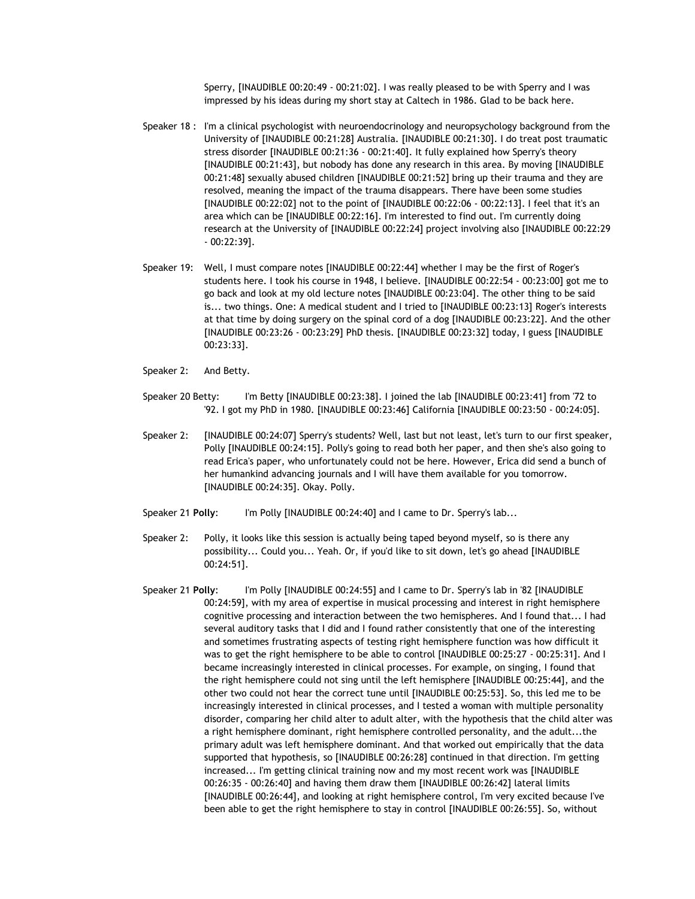Sperry, [INAUDIBLE 00:20:49 - 00:21:02]. I was really pleased to be with Sperry and I was impressed by his ideas during my short stay at Caltech in 1986. Glad to be back here.

Speaker 18 : I'm a clinical psychologist with neuroendocrinology and neuropsychology background from the University of [INAUDIBLE 00:21:28] Australia. [INAUDIBLE 00:21:30]. I do treat post traumatic stress disorder [INAUDIBLE 00:21:36 - 00:21:40]. It fully explained how Sperry's theory [INAUDIBLE 00:21:43], but nobody has done any research in this area. By moving [INAUDIBLE 00:21:48] sexually abused children [INAUDIBLE 00:21:52] bring up their trauma and they are resolved, meaning the impact of the trauma disappears. There have been some studies [INAUDIBLE 00:22:02] not to the point of [INAUDIBLE 00:22:06 - 00:22:13]. I feel that it's an area which can be [INAUDIBLE 00:22:16]. I'm interested to find out. I'm currently doing research at the University of [INAUDIBLE 00:22:24] project involving also [INAUDIBLE 00:22:29 - 00:22:39].

Speaker 19: Well, I must compare notes [INAUDIBLE 00:22:44] whether I may be the first of Roger's students here. I took his course in 1948, I believe. [INAUDIBLE 00:22:54 - 00:23:00] got me to go back and look at my old lecture notes [INAUDIBLE 00:23:04]. The other thing to be said is... two things. One: A medical student and I tried to [INAUDIBLE 00:23:13] Roger's interests at that time by doing surgery on the spinal cord of a dog [INAUDIBLE 00:23:22]. And the other [INAUDIBLE 00:23:26 - 00:23:29] PhD thesis. [INAUDIBLE 00:23:32] today, I guess [INAUDIBLE 00:23:33].

Speaker 2: And Betty.

Speaker 20 Betty: I'm Betty [INAUDIBLE 00:23:38]. I joined the lab [INAUDIBLE 00:23:41] from '72 to '92. I got my PhD in 1980. [INAUDIBLE 00:23:46] California [INAUDIBLE 00:23:50 - 00:24:05].

Speaker 2: [INAUDIBLE 00:24:07] Sperry's students? Well, last but not least, let's turn to our first speaker, Polly [INAUDIBLE 00:24:15]. Polly's going to read both her paper, and then she's also going to read Erica's paper, who unfortunately could not be here. However, Erica did send a bunch of her humankind advancing journals and I will have them available for you tomorrow. [INAUDIBLE 00:24:35]. Okay. Polly.

Speaker 21 **Polly**: I'm Polly [INAUDIBLE 00:24:40] and I came to Dr. Sperry's lab...

Speaker 2: Polly, it looks like this session is actually being taped beyond myself, so is there any possibility... Could you... Yeah. Or, if you'd like to sit down, let's go ahead [INAUDIBLE 00:24:51].

Speaker 21 **Polly**: I'm Polly [INAUDIBLE 00:24:55] and I came to Dr. Sperry's lab in '82 [INAUDIBLE 00:24:59], with my area of expertise in musical processing and interest in right hemisphere cognitive processing and interaction between the two hemispheres. And I found that... I had several auditory tasks that I did and I found rather consistently that one of the interesting and sometimes frustrating aspects of testing right hemisphere function was how difficult it was to get the right hemisphere to be able to control [INAUDIBLE 00:25:27 - 00:25:31]. And I became increasingly interested in clinical processes. For example, on singing, I found that the right hemisphere could not sing until the left hemisphere [INAUDIBLE 00:25:44], and the other two could not hear the correct tune until [INAUDIBLE 00:25:53]. So, this led me to be increasingly interested in clinical processes, and I tested a woman with multiple personality disorder, comparing her child alter to adult alter, with the hypothesis that the child alter was a right hemisphere dominant, right hemisphere controlled personality, and the adult...the primary adult was left hemisphere dominant. And that worked out empirically that the data supported that hypothesis, so [INAUDIBLE 00:26:28] continued in that direction. I'm getting increased... I'm getting clinical training now and my most recent work was [INAUDIBLE 00:26:35 - 00:26:40] and having them draw them [INAUDIBLE 00:26:42] lateral limits [INAUDIBLE 00:26:44], and looking at right hemisphere control, I'm very excited because I've been able to get the right hemisphere to stay in control [INAUDIBLE 00:26:55]. So, without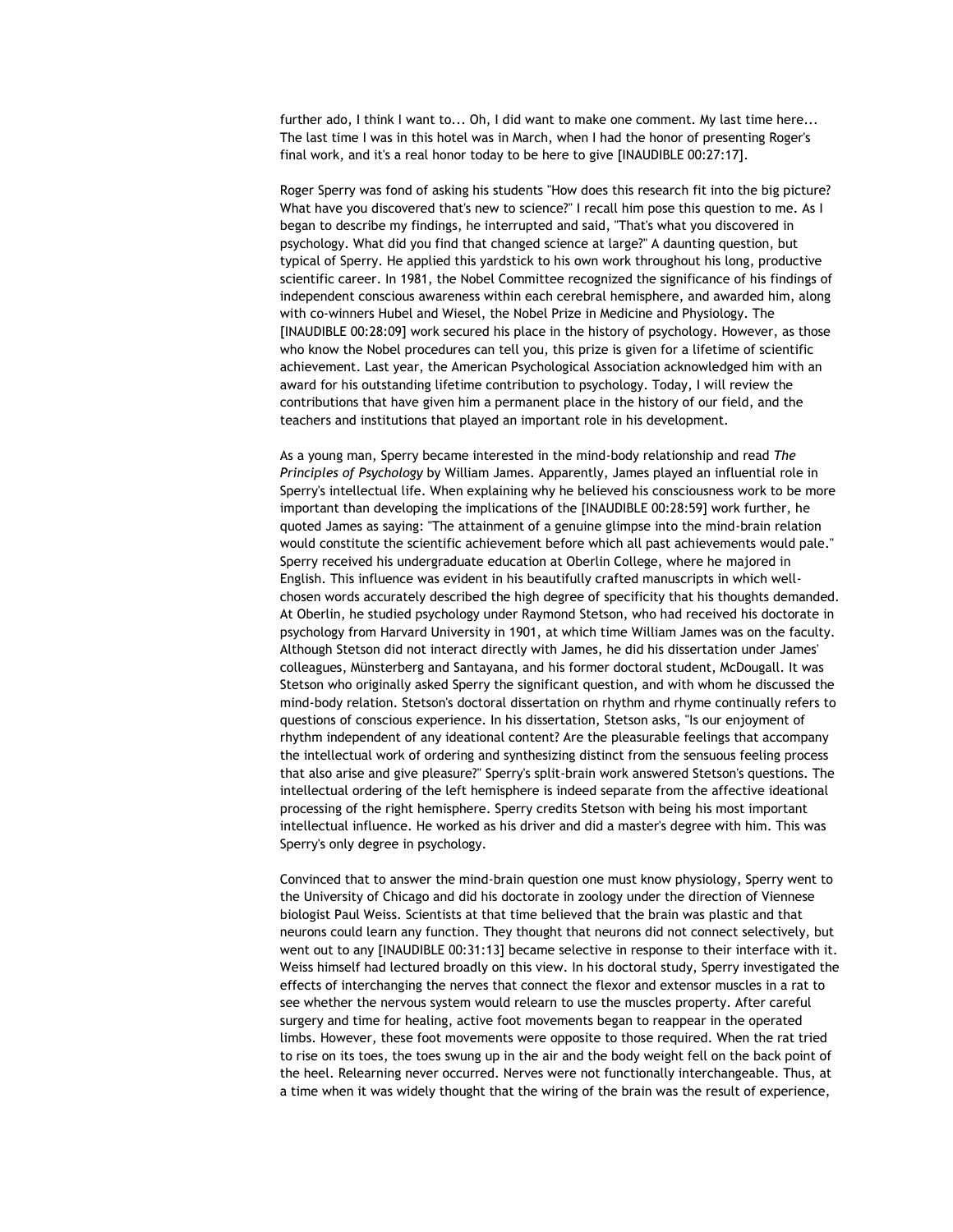further ado, I think I want to... Oh, I did want to make one comment. My last time here... The last time I was in this hotel was in March, when I had the honor of presenting Roger's final work, and it's a real honor today to be here to give [INAUDIBLE 00:27:17].

Roger Sperry was fond of asking his students "How does this research fit into the big picture? What have you discovered that's new to science?" I recall him pose this question to me. As I began to describe my findings, he interrupted and said, "That's what you discovered in psychology. What did you find that changed science at large?" A daunting question, but typical of Sperry. He applied this yardstick to his own work throughout his long, productive scientific career. In 1981, the Nobel Committee recognized the significance of his findings of independent conscious awareness within each cerebral hemisphere, and awarded him, along with co-winners Hubel and Wiesel, the Nobel Prize in Medicine and Physiology. The [INAUDIBLE 00:28:09] work secured his place in the history of psychology. However, as those who know the Nobel procedures can tell you, this prize is given for a lifetime of scientific achievement. Last year, the American Psychological Association acknowledged him with an award for his outstanding lifetime contribution to psychology. Today, I will review the contributions that have given him a permanent place in the history of our field, and the teachers and institutions that played an important role in his development.

As a young man, Sperry became interested in the mind-body relationship and read *The Principles of Psychology* by William James. Apparently, James played an influential role in Sperry's intellectual life. When explaining why he believed his consciousness work to be more important than developing the implications of the [INAUDIBLE 00:28:59] work further, he quoted James as saying: "The attainment of a genuine glimpse into the mind-brain relation would constitute the scientific achievement before which all past achievements would pale." Sperry received his undergraduate education at Oberlin College, where he majored in English. This influence was evident in his beautifully crafted manuscripts in which well-chosen words accurately described the high degree of specificity that his thoughts demanded. At Oberlin, he studied psychology under Raymond Stetson, who had received his doctorate in psychology from Harvard University in 1901, at which time William James was on the faculty. Although Stetson did not interact directly with James, he did his dissertation under James' colleagues, Münsterberg and Santayana, and his former doctoral student, McDougall. It was Stetson who originally asked Sperry the significant question, and with whom he discussed the mind-body relation. Stetson's doctoral dissertation on rhythm and rhyme continually refers to questions of conscious experience. In his dissertation, Stetson asks, "Is our enjoyment of rhythm independent of any ideational content? Are the pleasurable feelings that accompany the intellectual work of ordering and synthesizing distinct from the sensuous feeling process that also arise and give pleasure?" Sperry's split-brain work answered Stetson's questions. The intellectual ordering of the left hemisphere is indeed separate from the affective ideational processing of the right hemisphere. Sperry credits Stetson with being his most important intellectual influence. He worked as his driver and did a master's degree with him. This was Sperry's only degree in psychology.

Convinced that to answer the mind-brain question one must know physiology, Sperry went to the University of Chicago and did his doctorate in zoology under the direction of Viennese biologist Paul Weiss. Scientists at that time believed that the brain was plastic and that neurons could learn any function. They thought that neurons did not connect selectively, but went out to any [INAUDIBLE 00:31:13] became selective in response to their interface with it. Weiss himself had lectured broadly on this view. In his doctoral study, Sperry investigated the effects of interchanging the nerves that connect the flexor and extensor muscles in a rat to see whether the nervous system would relearn to use the muscles property. After careful surgery and time for healing, active foot movements began to reappear in the operated limbs. However, these foot movements were opposite to those required. When the rat tried to rise on its toes, the toes swung up in the air and the body weight fell on the back point of the heel. Relearning never occurred. Nerves were not functionally interchangeable. Thus, at a time when it was widely thought that the wiring of the brain was the result of experience,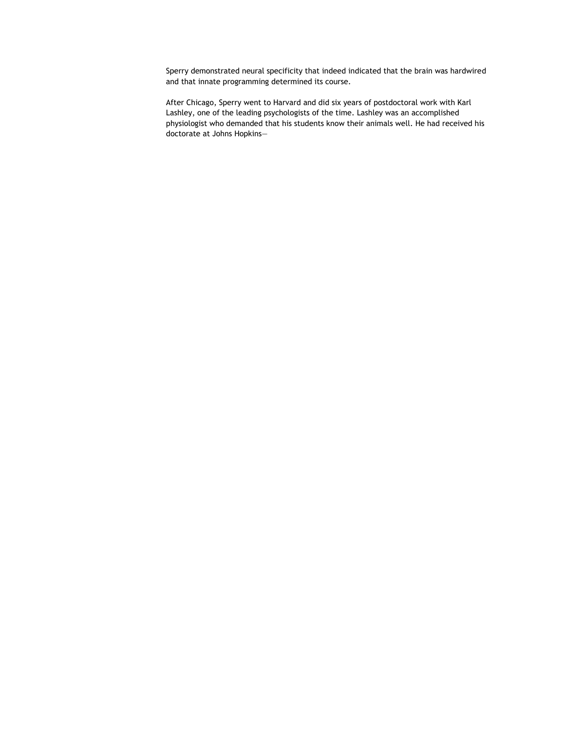Sperry demonstrated neural specificity that indeed indicated that the brain was hardwired and that innate programming determined its course.

After Chicago, Sperry went to Harvard and did six years of postdoctoral work with Karl Lashley, one of the leading psychologists of the time. Lashley was an accomplished physiologist who demanded that his students know their animals well. He had received his doctorate at Johns Hopkins—